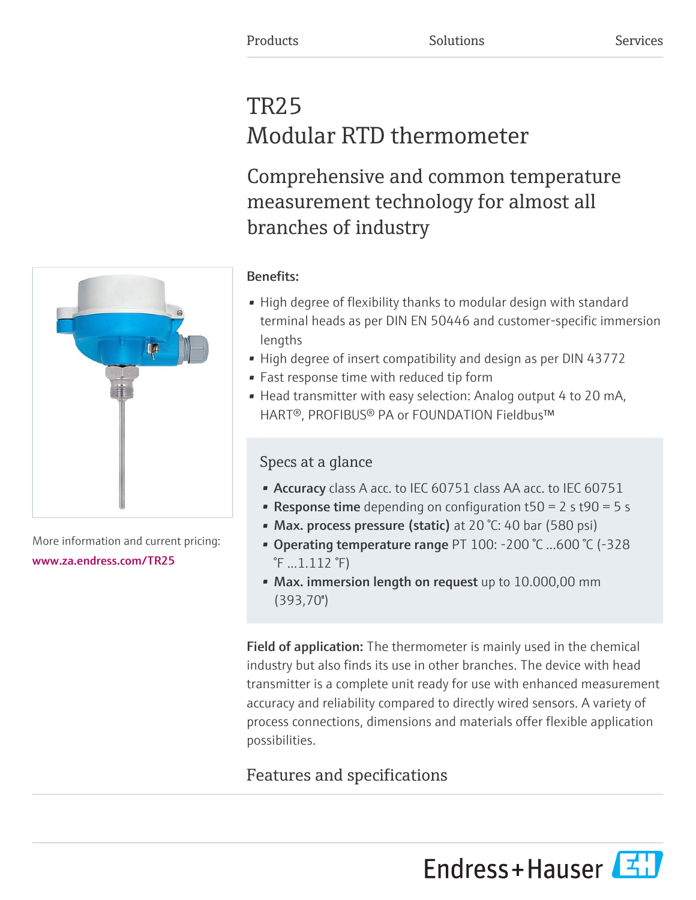Products Solutions Services

# TR25
# Modular RTD thermometer

## Comprehensive and common temperature measurement technology for almost all branches of industry

More information and current pricing:
www.za.endress.com/TR25

**Benefits:**

- High degree of flexibility thanks to modular design with standard terminal heads as per DIN EN 50446 and customer-specific immersion lengths
- High degree of insert compatibility and design as per DIN 43772
- Fast response time with reduced tip form
- Head transmitter with easy selection: Analog output 4 to 20 mA, HART®, PROFIBUS® PA or FOUNDATION Fieldbus™

### Specs at a glance

- **Accuracy** class A acc. to IEC 60751 class AA acc. to IEC 60751
- **Response time** depending on configuration t50 = 2 s t90 = 5 s
- **Max. process pressure (static)** at 20 °C: 40 bar (580 psi)
- **Operating temperature range** PT 100: -200 °C ...600 °C (-328 °F ...1.112 °F)
- **Max. immersion length on request** up to 10.000,00 mm (393,70")

**Field of application:** The thermometer is mainly used in the chemical industry but also finds its use in other branches. The device with head transmitter is a complete unit ready for use with enhanced measurement accuracy and reliability compared to directly wired sensors. A variety of process connections, dimensions and materials offer flexible application possibilities.

## Features and specifications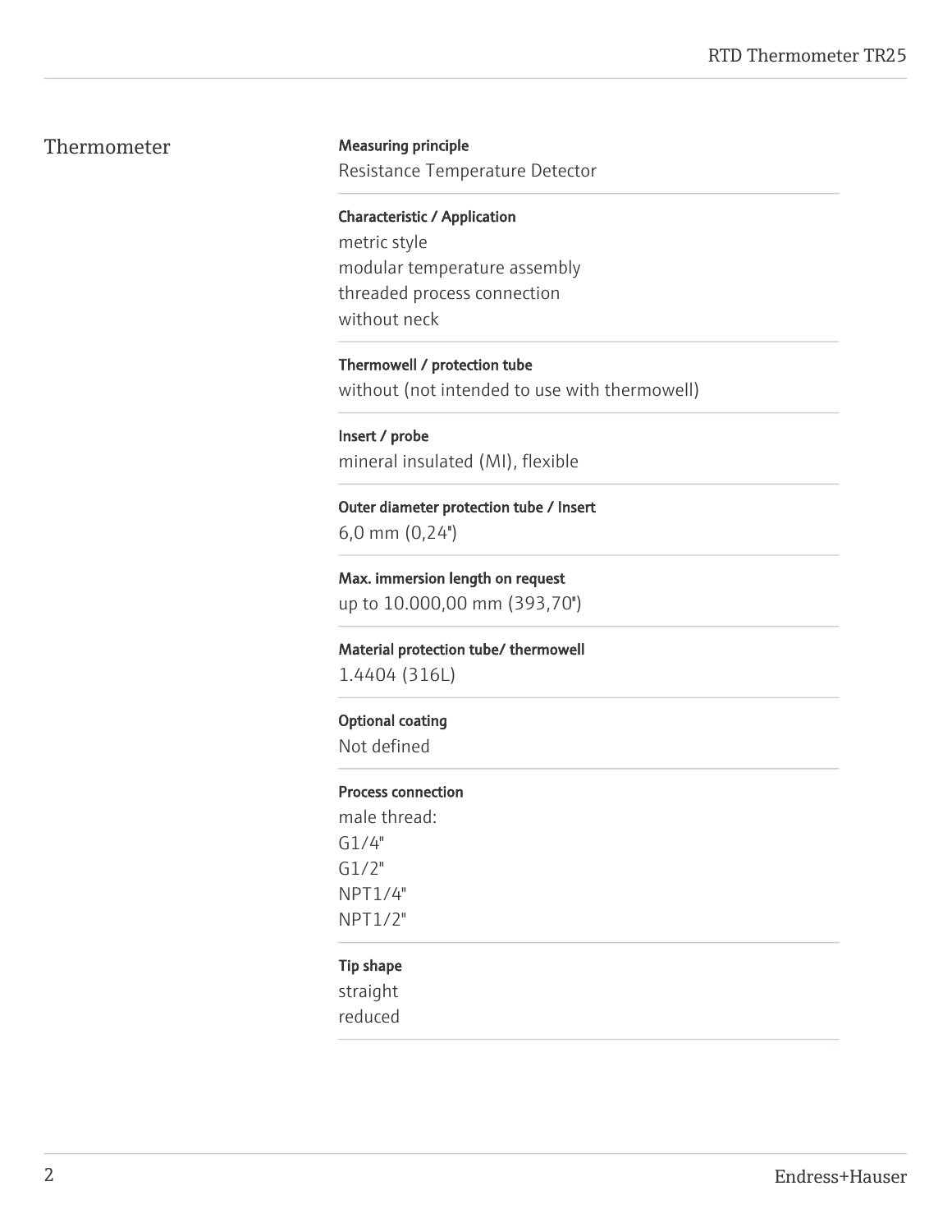## Thermometer

**Measuring principle**
Resistance Temperature Detector

**Characteristic / Application**
metric style
modular temperature assembly
threaded process connection
without neck

**Thermowell / protection tube**
without (not intended to use with thermowell)

**Insert / probe**
mineral insulated (MI), flexible

**Outer diameter protection tube / Insert**
6,0 mm (0,24")

**Max. immersion length on request**
up to 10.000,00 mm (393,70")

**Material protection tube/ thermowell**
1.4404 (316L)

**Optional coating**
Not defined

**Process connection**
male thread:
G1/4"
G1/2"
NPT1/4"
NPT1/2"

**Tip shape**
straight
reduced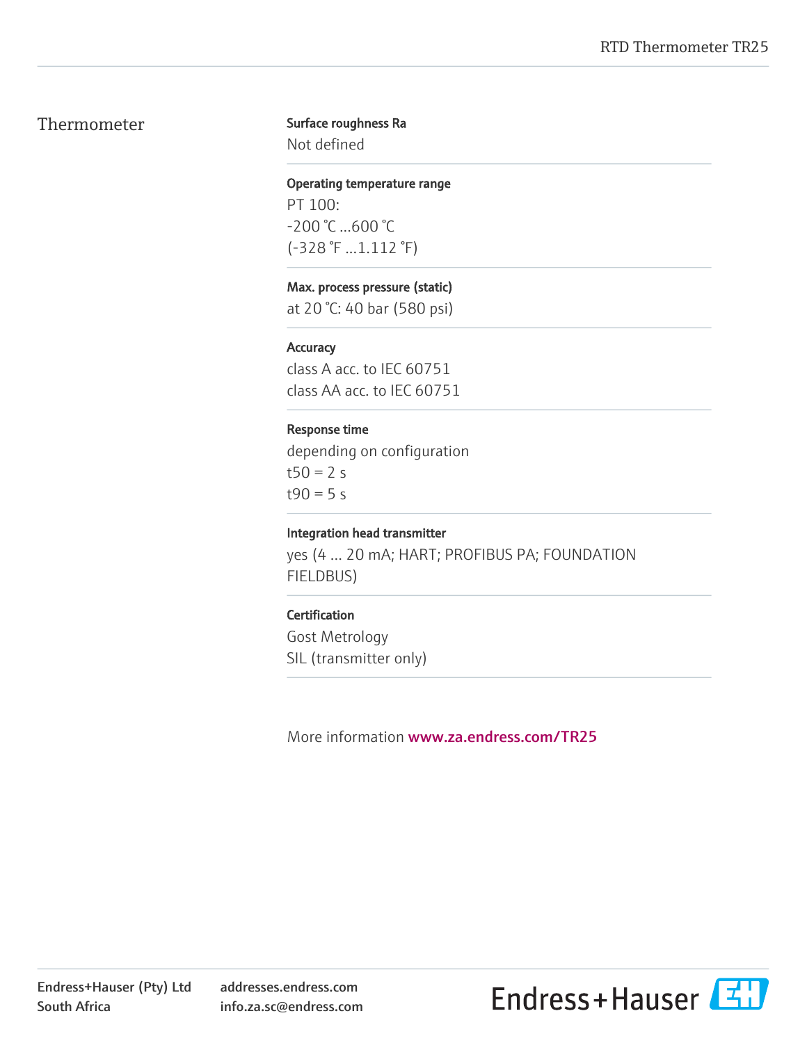## Thermometer

**Surface roughness Ra**

Not defined

**Operating temperature range**

PT 100:
-200 °C ...600 °C
(-328 °F ...1.112 °F)

**Max. process pressure (static)**

at 20 °C: 40 bar (580 psi)

**Accuracy**

class A acc. to IEC 60751
class AA acc. to IEC 60751

**Response time**

depending on configuration
t50 = 2 s
t90 = 5 s

**Integration head transmitter**

yes (4 ... 20 mA; HART; PROFIBUS PA; FOUNDATION FIELDBUS)

**Certification**

Gost Metrology
SIL (transmitter only)

More information **www.za.endress.com/TR25**

Endress+Hauser (Pty) Ltd
South Africa

addresses.endress.com
info.za.sc@endress.com